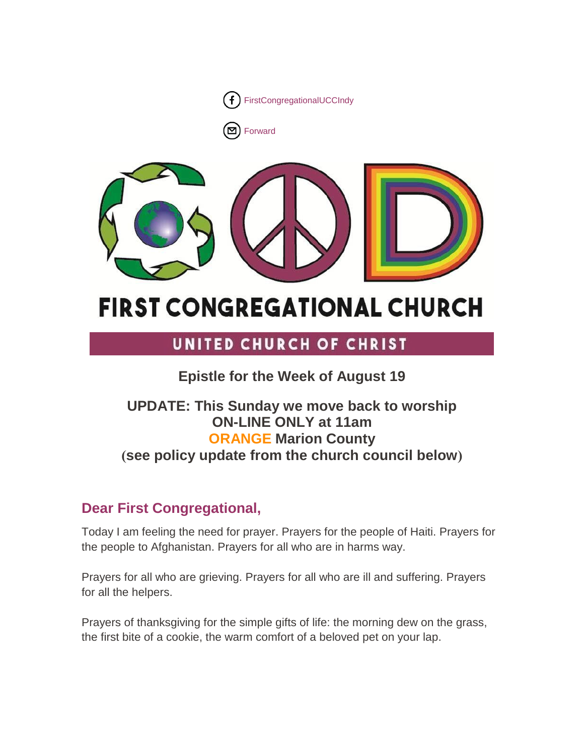FirstCongregationalUCCIndy

Forward

# FIRST CONGREGATIONAL CHURCH

UNITED CHURCH OF CHRIST

### Epistle for the Week of August 19

### UPDATE: This Sunday we move back to worship ON-LINE ONLY at 11am
### ORANGE Marion County
### (see policy update from the church council below)

## Dear First Congregational,

Today I am feeling the need for prayer. Prayers for the people of Haiti. Prayers for the people to Afghanistan. Prayers for all who are in harms way.

Prayers for all who are grieving. Prayers for all who are ill and suffering. Prayers for all the helpers.

Prayers of thanksgiving for the simple gifts of life: the morning dew on the grass, the first bite of a cookie, the warm comfort of a beloved pet on your lap.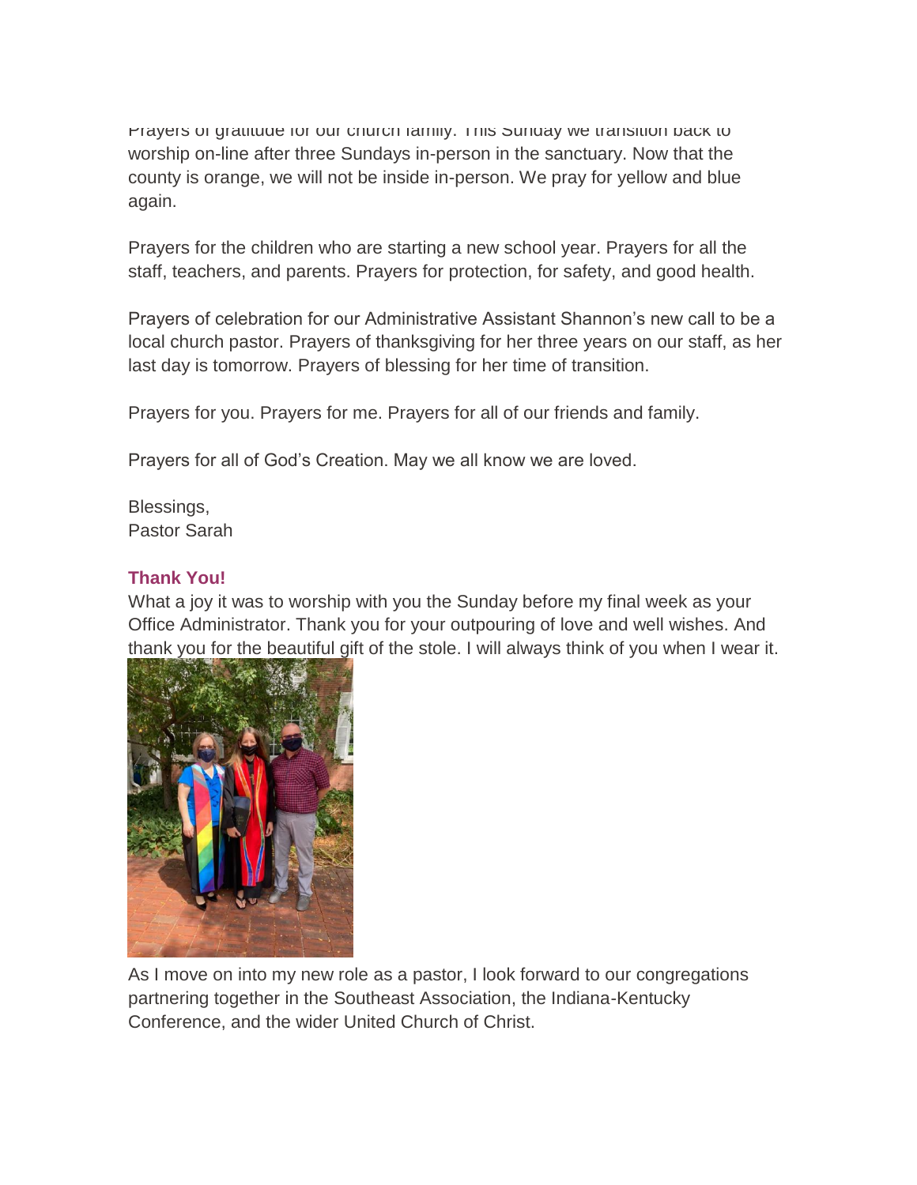Prayers of gratitude for our church family. This Sunday we transition back to worship on-line after three Sundays in-person in the sanctuary. Now that the county is orange, we will not be inside in-person. We pray for yellow and blue again.

Prayers for the children who are starting a new school year. Prayers for all the staff, teachers, and parents. Prayers for protection, for safety, and good health.

Prayers of celebration for our Administrative Assistant Shannon's new call to be a local church pastor. Prayers of thanksgiving for her three years on our staff, as her last day is tomorrow. Prayers of blessing for her time of transition.

Prayers for you. Prayers for me. Prayers for all of our friends and family.

Prayers for all of God's Creation. May we all know we are loved.

Blessings,
Pastor Sarah

### Thank You!

What a joy it was to worship with you the Sunday before my final week as your Office Administrator. Thank you for your outpouring of love and well wishes. And thank you for the beautiful gift of the stole. I will always think of you when I wear it.

As I move on into my new role as a pastor, I look forward to our congregations partnering together in the Southeast Association, the Indiana-Kentucky Conference, and the wider United Church of Christ.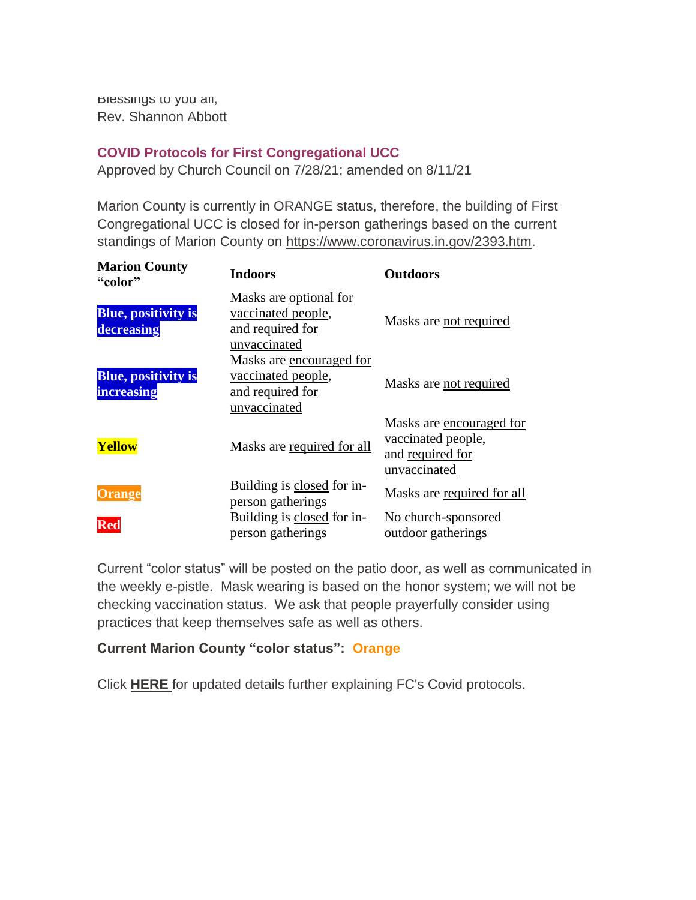Blessings to you all,
Rev. Shannon Abbott

## COVID Protocols for First Congregational UCC

Approved by Church Council on 7/28/21; amended on 8/11/21

Marion County is currently in ORANGE status, therefore, the building of First Congregational UCC is closed for in-person gatherings based on the current standings of Marion County on https://www.coronavirus.in.gov/2393.htm.

| Marion County "color" | Indoors | Outdoors |
|---|---|---|
| **Blue, positivity is decreasing** | Masks are optional for vaccinated people, and required for unvaccinated | Masks are not required |
| **Blue, positivity is increasing** | Masks are encouraged for vaccinated people, and required for unvaccinated | Masks are not required |
| **Yellow** | Masks are required for all | Masks are encouraged for vaccinated people, and required for unvaccinated |
| **Orange** | Building is closed for in-person gatherings | Masks are required for all |
| **Red** | Building is closed for in-person gatherings | No church-sponsored outdoor gatherings |

Current "color status" will be posted on the patio door, as well as communicated in the weekly e-pistle. Mask wearing is based on the honor system; we will not be checking vaccination status. We ask that people prayerfully consider using practices that keep themselves safe as well as others.

**Current Marion County "color status": Orange**

Click **HERE** for updated details further explaining FC's Covid protocols.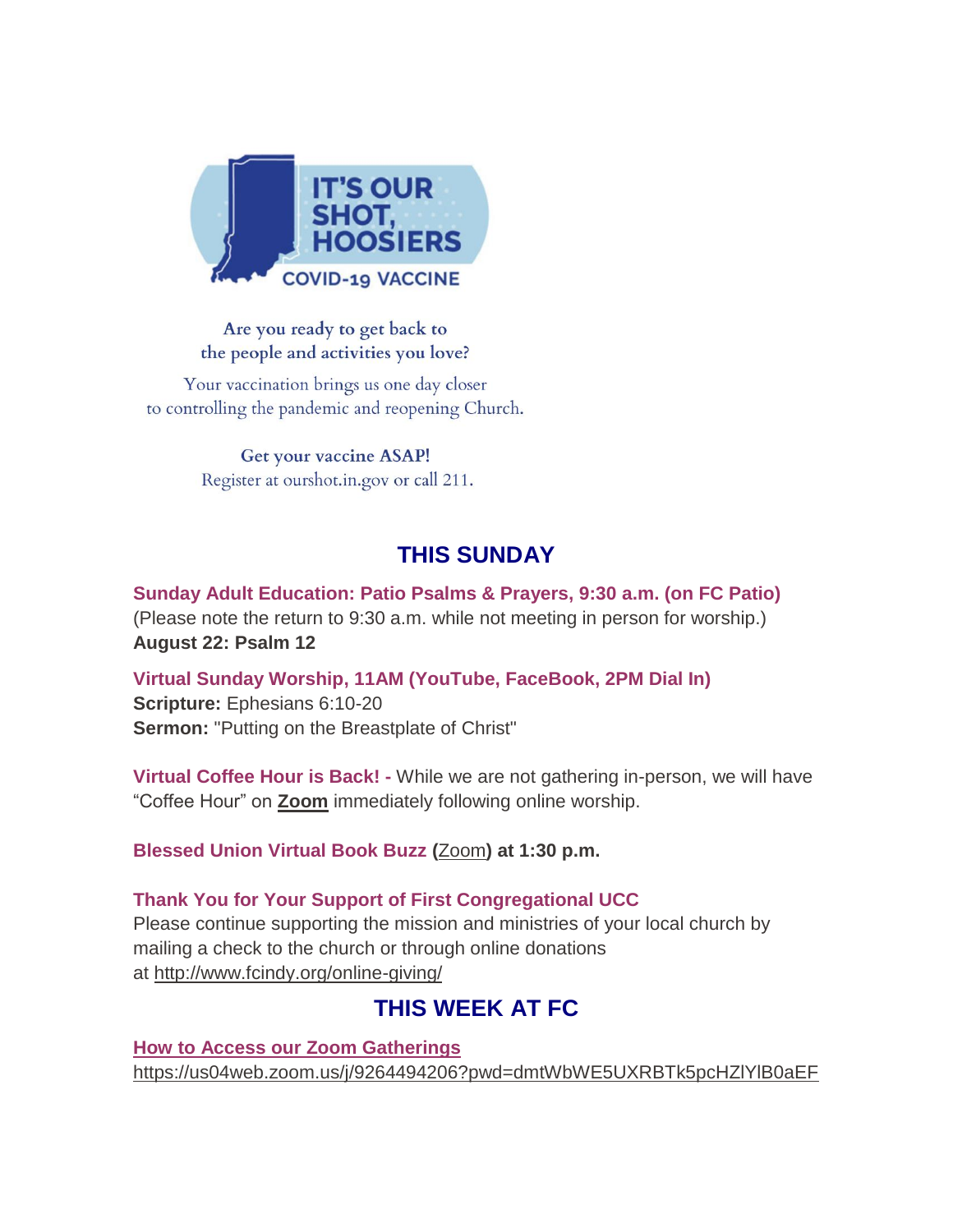IT'S OUR SHOT, HOOSIERS

COVID-19 VACCINE

Are you ready to get back to
the people and activities you love?

Your vaccination brings us one day closer
to controlling the pandemic and reopening Church.

**Get your vaccine ASAP!**
Register at ourshot.in.gov or call 211.

## THIS SUNDAY

**Sunday Adult Education: Patio Psalms & Prayers, 9:30 a.m. (on FC Patio)**
(Please note the return to 9:30 a.m. while not meeting in person for worship.)
**August 22: Psalm 12**

**Virtual Sunday Worship, 11AM (YouTube, FaceBook, 2PM Dial In)**
**Scripture:** Ephesians 6:10-20
**Sermon:** "Putting on the Breastplate of Christ"

**Virtual Coffee Hour is Back! -** While we are not gathering in-person, we will have "Coffee Hour" on **Zoom** immediately following online worship.

**Blessed Union Virtual Book Buzz (**Zoom**) at 1:30 p.m.**

**Thank You for Your Support of First Congregational UCC**
Please continue supporting the mission and ministries of your local church by mailing a check to the church or through online donations at http://www.fcindy.org/online-giving/

## THIS WEEK AT FC

**How to Access our Zoom Gatherings**
https://us04web.zoom.us/j/9264494206?pwd=dmtWbWE5UXRBTk5pcHZlYlB0aEF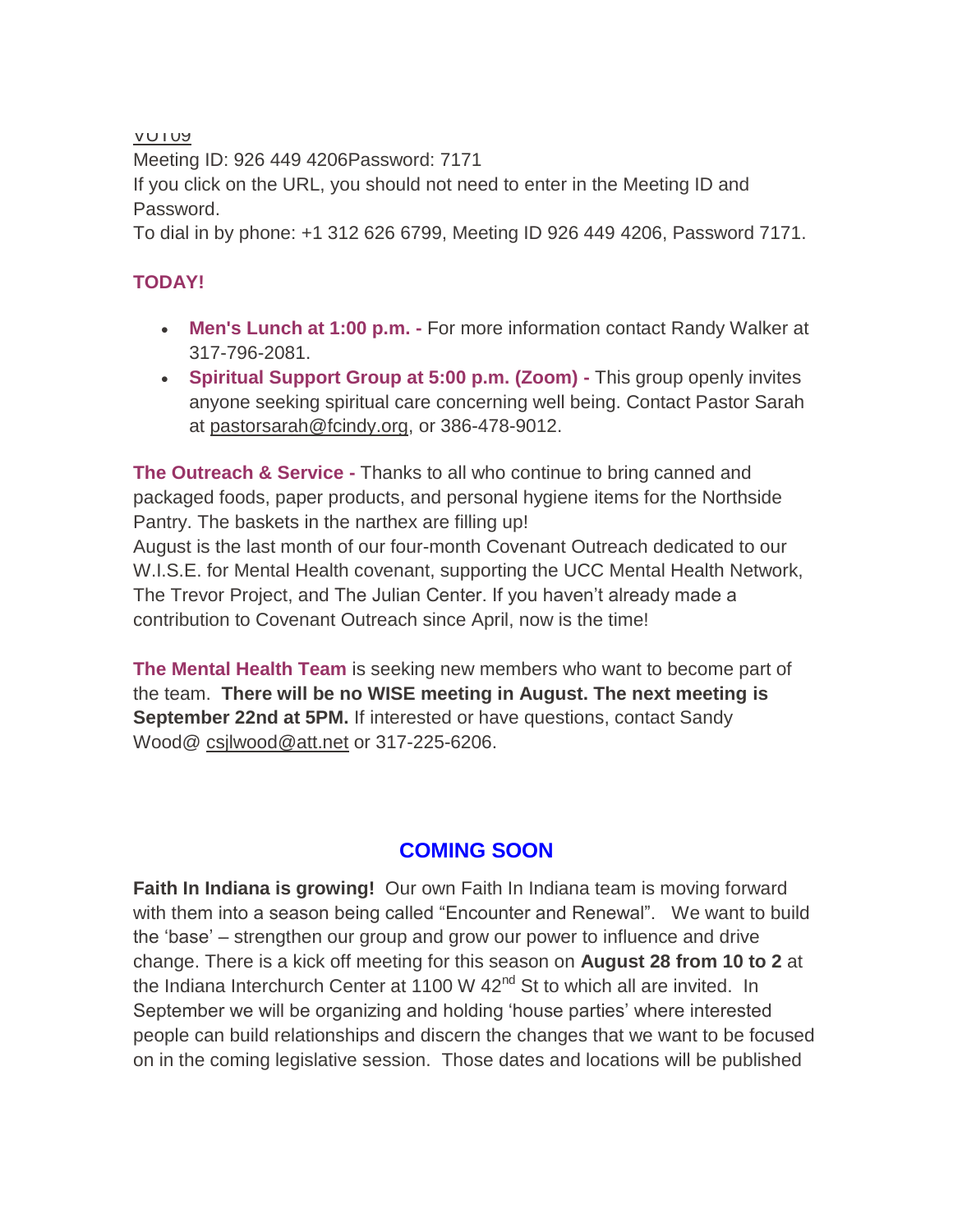VUT09

Meeting ID: 926 449 4206Password: 7171

If you click on the URL, you should not need to enter in the Meeting ID and Password.

To dial in by phone: +1 312 626 6799, Meeting ID 926 449 4206, Password 7171.

**TODAY!**

- **Men's Lunch at 1:00 p.m. -** For more information contact Randy Walker at 317-796-2081.
- **Spiritual Support Group at 5:00 p.m. (Zoom) -** This group openly invites anyone seeking spiritual care concerning well being. Contact Pastor Sarah at pastorsarah@fcindy.org, or 386-478-9012.

**The Outreach & Service -** Thanks to all who continue to bring canned and packaged foods, paper products, and personal hygiene items for the Northside Pantry. The baskets in the narthex are filling up!

August is the last month of our four-month Covenant Outreach dedicated to our W.I.S.E. for Mental Health covenant, supporting the UCC Mental Health Network, The Trevor Project, and The Julian Center. If you haven't already made a contribution to Covenant Outreach since April, now is the time!

**The Mental Health Team** is seeking new members who want to become part of the team. **There will be no WISE meeting in August. The next meeting is September 22nd at 5PM.** If interested or have questions, contact Sandy Wood@ csjlwood@att.net or 317-225-6206.

## COMING SOON

**Faith In Indiana is growing!** Our own Faith In Indiana team is moving forward with them into a season being called "Encounter and Renewal". We want to build the 'base' – strengthen our group and grow our power to influence and drive change. There is a kick off meeting for this season on **August 28 from 10 to 2** at the Indiana Interchurch Center at 1100 W 42nd St to which all are invited. In September we will be organizing and holding 'house parties' where interested people can build relationships and discern the changes that we want to be focused on in the coming legislative session. Those dates and locations will be published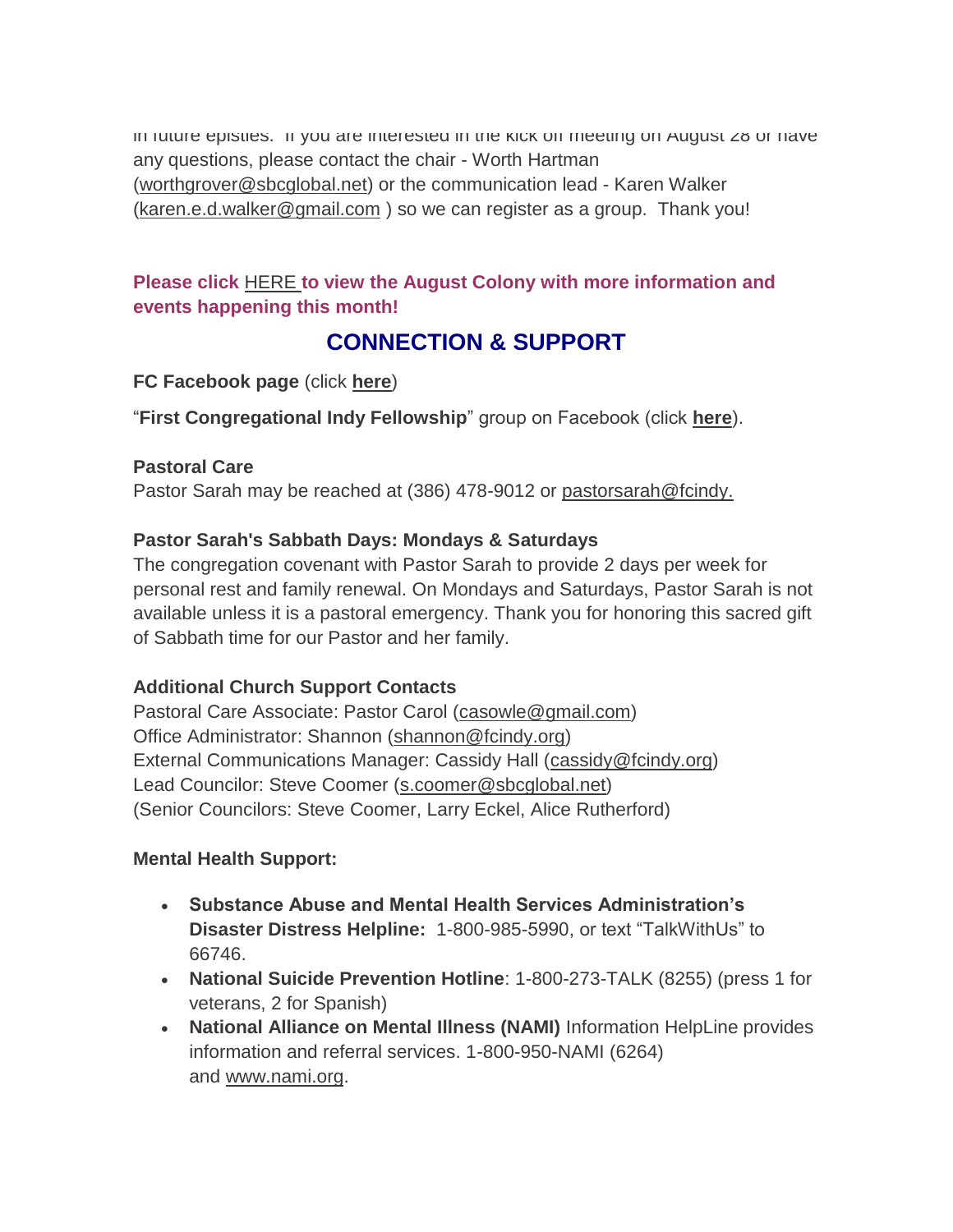in future epistles. If you are interested in the kick off meeting on August 28 or have any questions, please contact the chair - Worth Hartman (worthgrover@sbcglobal.net) or the communication lead - Karen Walker (karen.e.d.walker@gmail.com ) so we can register as a group. Thank you!

**Please click HERE to view the August Colony with more information and events happening this month!**

## CONNECTION & SUPPORT

**FC Facebook page** (click **here**)

"**First Congregational Indy Fellowship**" group on Facebook (click **here**).

**Pastoral Care**
Pastor Sarah may be reached at (386) 478-9012 or pastorsarah@fcindy.

**Pastor Sarah's Sabbath Days: Mondays & Saturdays**
The congregation covenant with Pastor Sarah to provide 2 days per week for personal rest and family renewal. On Mondays and Saturdays, Pastor Sarah is not available unless it is a pastoral emergency. Thank you for honoring this sacred gift of Sabbath time for our Pastor and her family.

**Additional Church Support Contacts**
Pastoral Care Associate: Pastor Carol (casowle@gmail.com)
Office Administrator: Shannon (shannon@fcindy.org)
External Communications Manager: Cassidy Hall (cassidy@fcindy.org)
Lead Councilor: Steve Coomer (s.coomer@sbcglobal.net)
(Senior Councilors: Steve Coomer, Larry Eckel, Alice Rutherford)

**Mental Health Support:**

- **Substance Abuse and Mental Health Services Administration's Disaster Distress Helpline:** 1-800-985-5990, or text "TalkWithUs" to 66746.
- **National Suicide Prevention Hotline**: 1-800-273-TALK (8255) (press 1 for veterans, 2 for Spanish)
- **National Alliance on Mental Illness (NAMI)** Information HelpLine provides information and referral services. 1-800-950-NAMI (6264) and www.nami.org.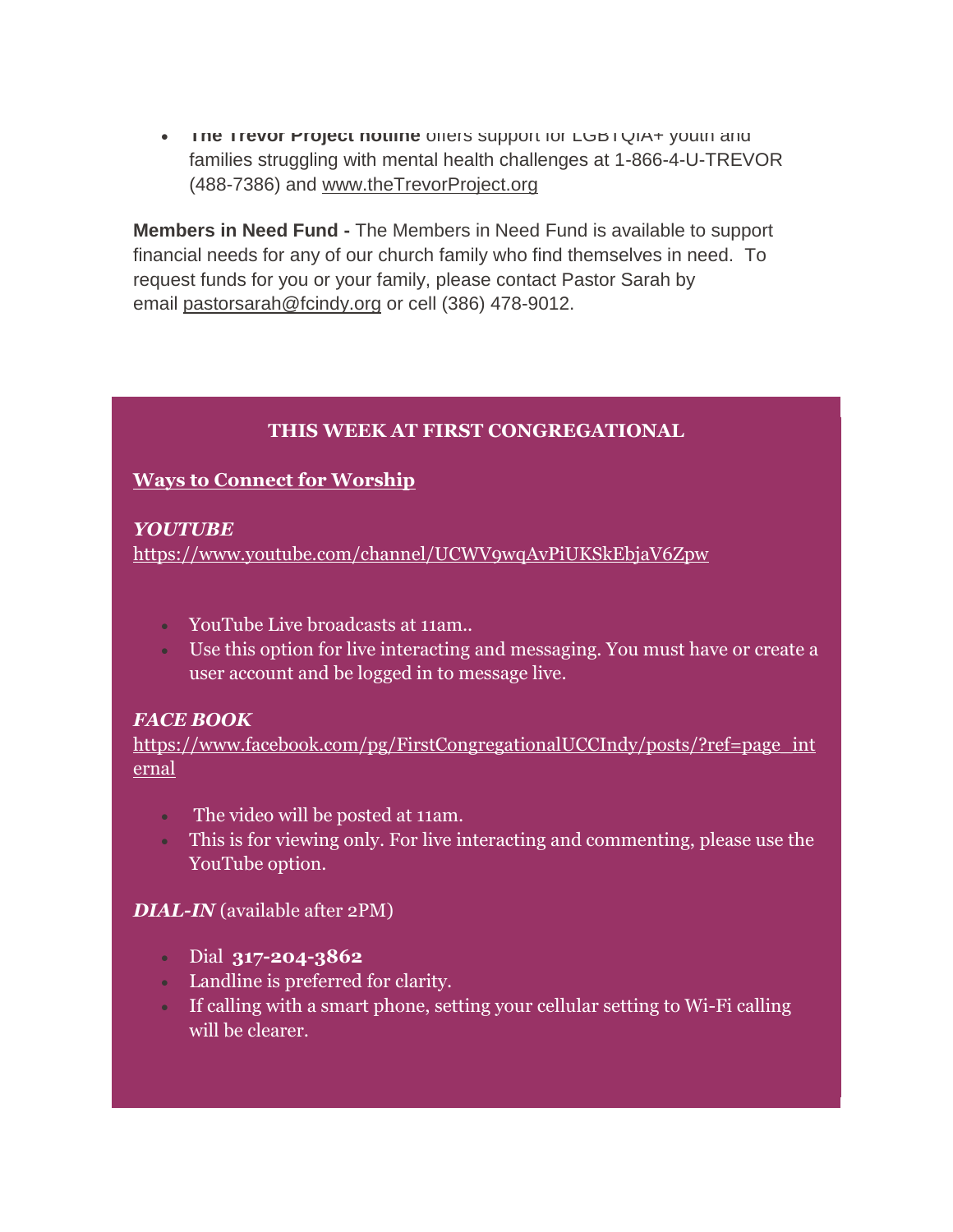- **The Trevor Project hotline** offers support for LGBTQIA+ youth and families struggling with mental health challenges at 1-866-4-U-TREVOR (488-7386) and www.theTrevorProject.org

**Members in Need Fund -** The Members in Need Fund is available to support financial needs for any of our church family who find themselves in need. To request funds for you or your family, please contact Pastor Sarah by email pastorsarah@fcindy.org or cell (386) 478-9012.

## THIS WEEK AT FIRST CONGREGATIONAL

**Ways to Connect for Worship**

***YOUTUBE***
https://www.youtube.com/channel/UCWV9wqAvPiUKSkEbjaV6Zpw

- YouTube Live broadcasts at 11am..
- Use this option for live interacting and messaging. You must have or create a user account and be logged in to message live.

***FACE BOOK***
https://www.facebook.com/pg/FirstCongregationalUCCIndy/posts/?ref=page_internal

- The video will be posted at 11am.
- This is for viewing only. For live interacting and commenting, please use the YouTube option.

***DIAL-IN*** (available after 2PM)

- Dial **317-204-3862**
- Landline is preferred for clarity.
- If calling with a smart phone, setting your cellular setting to Wi-Fi calling will be clearer.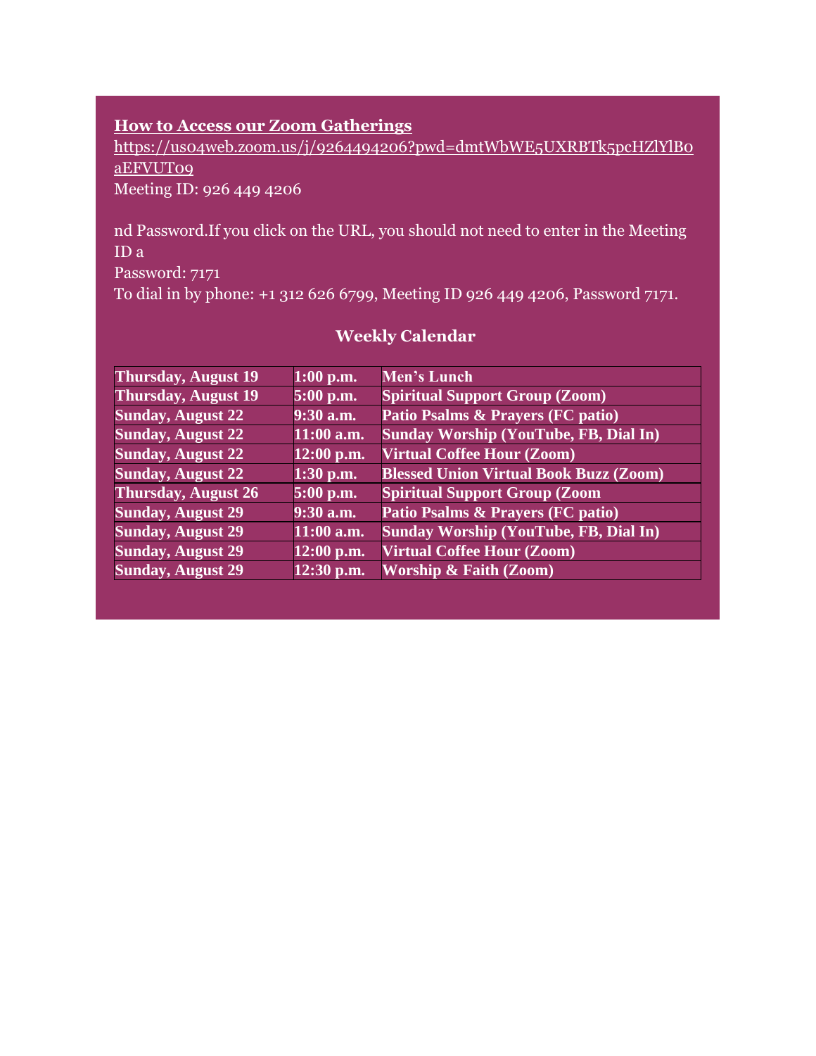**How to Access our Zoom Gatherings**

https://us04web.zoom.us/j/9264494206?pwd=dmtWbWE5UXRBTk5pcHZlYlB0aEFVUT09

Meeting ID: 926 449 4206

nd Password.If you click on the URL, you should not need to enter in the Meeting ID a

Password: 7171

To dial in by phone: +1 312 626 6799, Meeting ID 926 449 4206, Password 7171.

### Weekly Calendar

| | | |
|---|---|---|
| **Thursday, August 19** | **1:00 p.m.** | **Men's Lunch** |
| **Thursday, August 19** | **5:00 p.m.** | **Spiritual Support Group (Zoom)** |
| **Sunday, August 22** | **9:30 a.m.** | **Patio Psalms & Prayers (FC patio)** |
| **Sunday, August 22** | **11:00 a.m.** | **Sunday Worship (YouTube, FB, Dial In)** |
| **Sunday, August 22** | **12:00 p.m.** | **Virtual Coffee Hour (Zoom)** |
| **Sunday, August 22** | **1:30 p.m.** | **Blessed Union Virtual Book Buzz (Zoom)** |
| **Thursday, August 26** | **5:00 p.m.** | **Spiritual Support Group (Zoom** |
| **Sunday, August 29** | **9:30 a.m.** | **Patio Psalms & Prayers (FC patio)** |
| **Sunday, August 29** | **11:00 a.m.** | **Sunday Worship (YouTube, FB, Dial In)** |
| **Sunday, August 29** | **12:00 p.m.** | **Virtual Coffee Hour (Zoom)** |
| **Sunday, August 29** | **12:30 p.m.** | **Worship & Faith (Zoom)** |